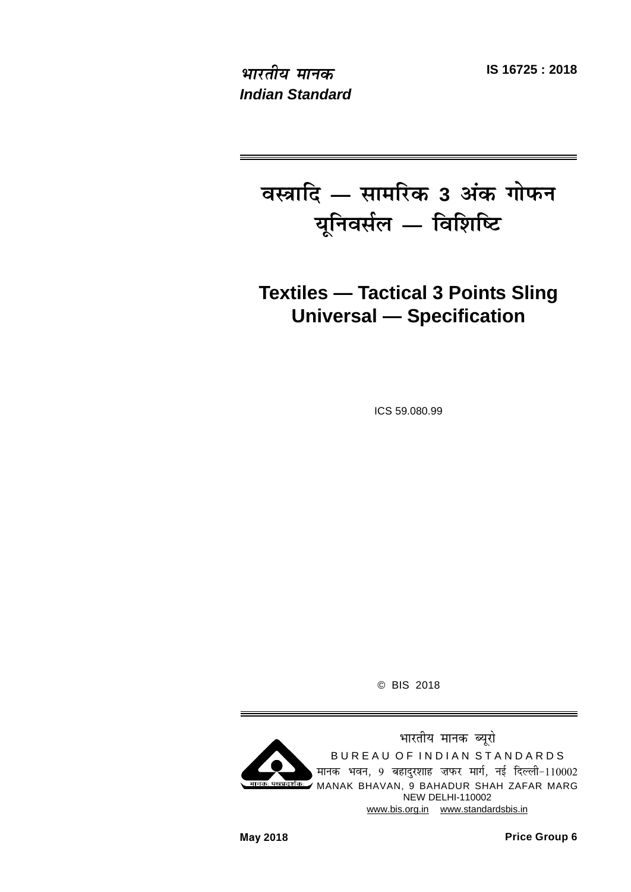*भारतीय मानक*
***Indian Standard***

**IS 16725 : 2018**

# वस्त्रादि — सामरिक 3 अंक गोफन यूनिवर्सल — विशिष्टि

# Textiles — Tactical 3 Points Sling Universal — Specification

ICS 59.080.99

© BIS 2018

भारतीय मानक ब्यूरो
BUREAU OF INDIAN STANDARDS
मानक भवन, 9 बहादुरशाह ज़फर मार्ग, नई दिल्ली-110002
MANAK BHAVAN, 9 BAHADUR SHAH ZAFAR MARG
NEW DELHI-110002
www.bis.org.in www.standardsbis.in

**May 2018** **Price Group 6**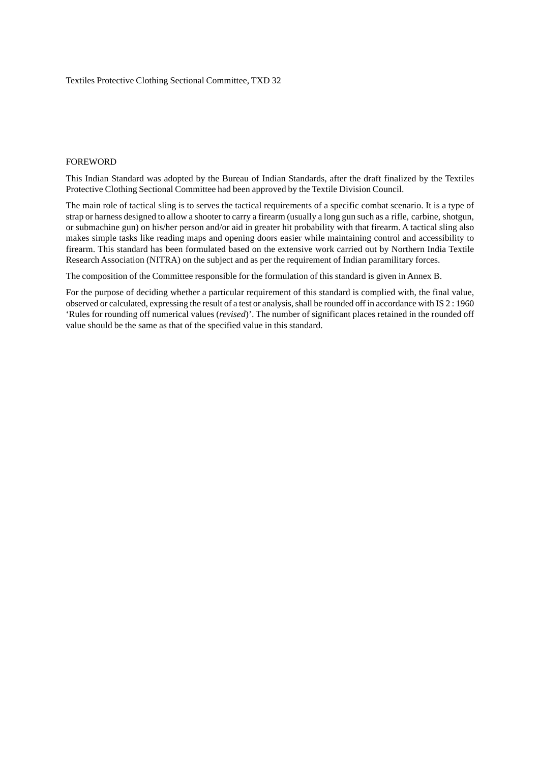Textiles Protective Clothing Sectional Committee, TXD 32

FOREWORD

This Indian Standard was adopted by the Bureau of Indian Standards, after the draft finalized by the Textiles Protective Clothing Sectional Committee had been approved by the Textile Division Council.

The main role of tactical sling is to serves the tactical requirements of a specific combat scenario. It is a type of strap or harness designed to allow a shooter to carry a firearm (usually a long gun such as a rifle, carbine, shotgun, or submachine gun) on his/her person and/or aid in greater hit probability with that firearm. A tactical sling also makes simple tasks like reading maps and opening doors easier while maintaining control and accessibility to firearm. This standard has been formulated based on the extensive work carried out by Northern India Textile Research Association (NITRA) on the subject and as per the requirement of Indian paramilitary forces.

The composition of the Committee responsible for the formulation of this standard is given in Annex B.

For the purpose of deciding whether a particular requirement of this standard is complied with, the final value, observed or calculated, expressing the result of a test or analysis, shall be rounded off in accordance with IS 2 : 1960 'Rules for rounding off numerical values (*revised*)'. The number of significant places retained in the rounded off value should be the same as that of the specified value in this standard.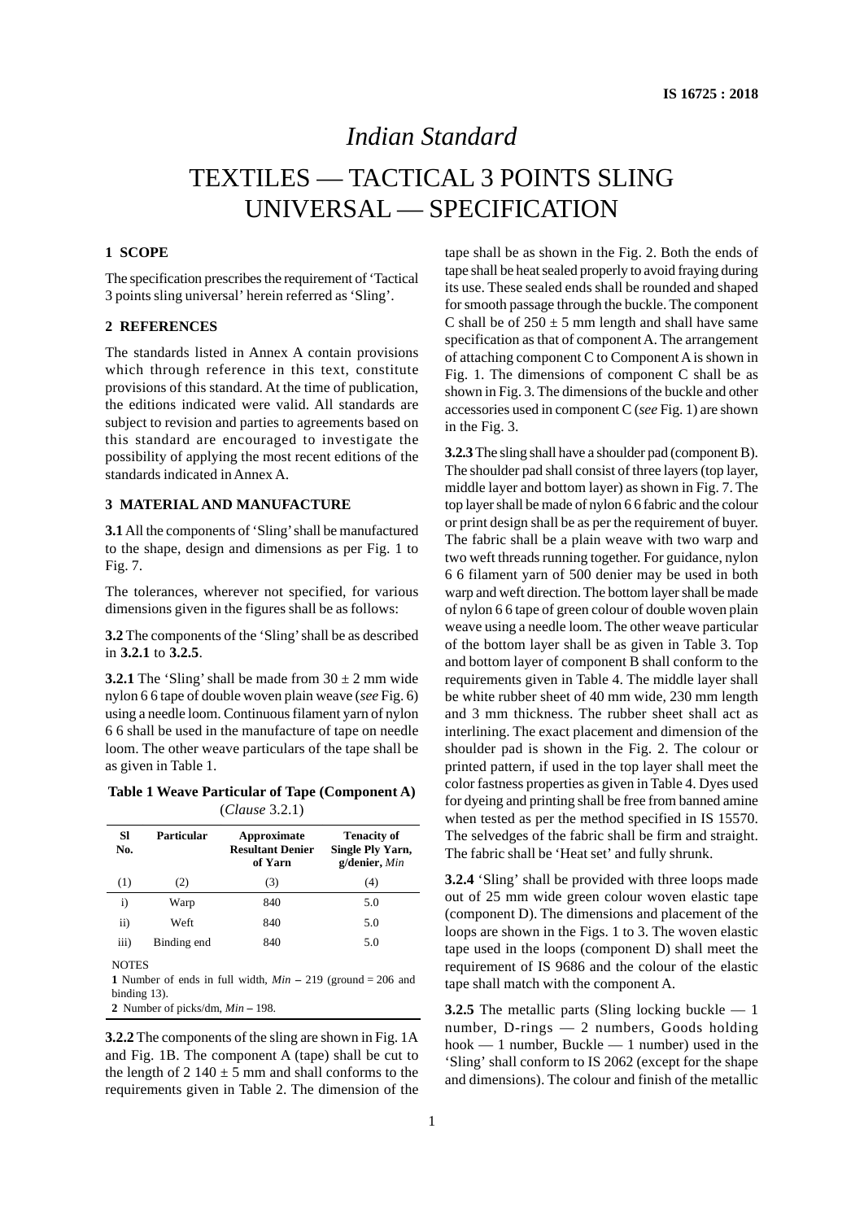# *Indian Standard*

# TEXTILES — TACTICAL 3 POINTS SLING UNIVERSAL — SPECIFICATION

## 1 SCOPE

The specification prescribes the requirement of 'Tactical 3 points sling universal' herein referred as 'Sling'.

## 2 REFERENCES

The standards listed in Annex A contain provisions which through reference in this text, constitute provisions of this standard. At the time of publication, the editions indicated were valid. All standards are subject to revision and parties to agreements based on this standard are encouraged to investigate the possibility of applying the most recent editions of the standards indicated in Annex A.

## 3 MATERIAL AND MANUFACTURE

**3.1** All the components of 'Sling' shall be manufactured to the shape, design and dimensions as per Fig. 1 to Fig. 7.

The tolerances, wherever not specified, for various dimensions given in the figures shall be as follows:

**3.2** The components of the 'Sling' shall be as described in **3.2.1** to **3.2.5**.

**3.2.1** The 'Sling' shall be made from 30 ± 2 mm wide nylon 6 6 tape of double woven plain weave (*see* Fig. 6) using a needle loom. Continuous filament yarn of nylon 6 6 shall be used in the manufacture of tape on needle loom. The other weave particulars of the tape shall be as given in Table 1.

**Table 1 Weave Particular of Tape (Component A)**
(*Clause* 3.2.1)

| Sl No. | Particular | Approximate Resultant Denier of Yarn | Tenacity of Single Ply Yarn, g/denier, *Min* |
|---|---|---|---|
| (1) | (2) | (3) | (4) |
| i) | Warp | 840 | 5.0 |
| ii) | Weft | 840 | 5.0 |
| iii) | Binding end | 840 | 5.0 |

NOTES

**1** Number of ends in full width, *Min* – 219 (ground = 206 and binding 13).

**2** Number of picks/dm, *Min* – 198.

**3.2.2** The components of the sling are shown in Fig. 1A and Fig. 1B. The component A (tape) shall be cut to the length of 2 140 ± 5 mm and shall conforms to the requirements given in Table 2. The dimension of the tape shall be as shown in the Fig. 2. Both the ends of tape shall be heat sealed properly to avoid fraying during its use. These sealed ends shall be rounded and shaped for smooth passage through the buckle. The component C shall be of 250 ± 5 mm length and shall have same specification as that of component A. The arrangement of attaching component C to Component A is shown in Fig. 1. The dimensions of component C shall be as shown in Fig. 3. The dimensions of the buckle and other accessories used in component C (*see* Fig. 1) are shown in the Fig. 3.

**3.2.3** The sling shall have a shoulder pad (component B). The shoulder pad shall consist of three layers (top layer, middle layer and bottom layer) as shown in Fig. 7. The top layer shall be made of nylon 6 6 fabric and the colour or print design shall be as per the requirement of buyer. The fabric shall be a plain weave with two warp and two weft threads running together. For guidance, nylon 6 6 filament yarn of 500 denier may be used in both warp and weft direction. The bottom layer shall be made of nylon 6 6 tape of green colour of double woven plain weave using a needle loom. The other weave particular of the bottom layer shall be as given in Table 3. Top and bottom layer of component B shall conform to the requirements given in Table 4. The middle layer shall be white rubber sheet of 40 mm wide, 230 mm length and 3 mm thickness. The rubber sheet shall act as interlining. The exact placement and dimension of the shoulder pad is shown in the Fig. 2. The colour or printed pattern, if used in the top layer shall meet the color fastness properties as given in Table 4. Dyes used for dyeing and printing shall be free from banned amine when tested as per the method specified in IS 15570. The selvedges of the fabric shall be firm and straight. The fabric shall be 'Heat set' and fully shrunk.

**3.2.4** 'Sling' shall be provided with three loops made out of 25 mm wide green colour woven elastic tape (component D). The dimensions and placement of the loops are shown in the Figs. 1 to 3. The woven elastic tape used in the loops (component D) shall meet the requirement of IS 9686 and the colour of the elastic tape shall match with the component A.

**3.2.5** The metallic parts (Sling locking buckle — 1 number, D-rings — 2 numbers, Goods holding hook — 1 number, Buckle — 1 number) used in the 'Sling' shall conform to IS 2062 (except for the shape and dimensions). The colour and finish of the metallic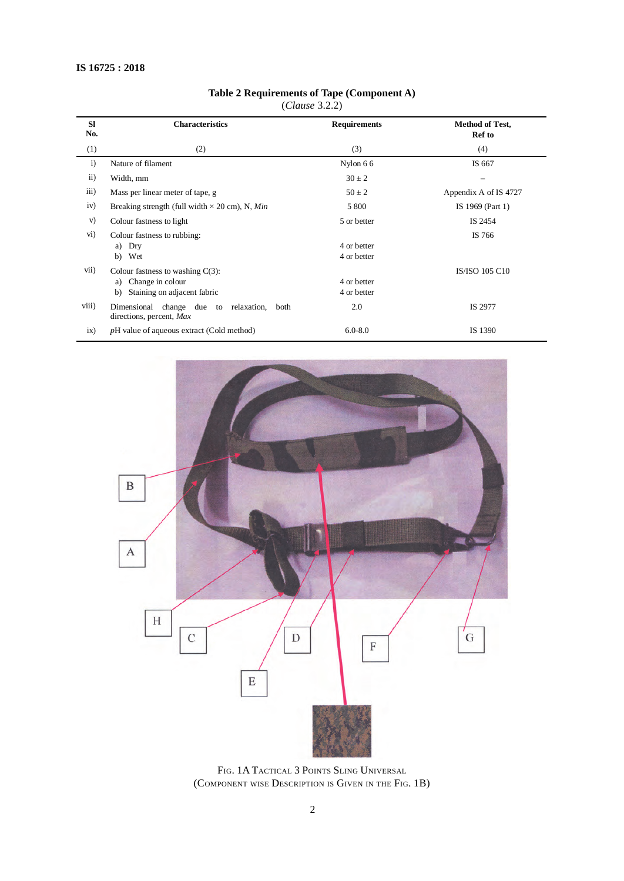## Table 2 Requirements of Tape (Component A)

(*Clause* 3.2.2)

| Sl No. | Characteristics | Requirements | Method of Test, Ref to |
|---|---|---|---|
| (1) | (2) | (3) | (4) |
| i) | Nature of filament | Nylon 6 6 | IS 667 |
| ii) | Width, mm | 30 ± 2 | – |
| iii) | Mass per linear meter of tape, g | 50 ± 2 | Appendix A of IS 4727 |
| iv) | Breaking strength (full width × 20 cm), N, *Min* | 5 800 | IS 1969 (Part 1) |
| v) | Colour fastness to light | 5 or better | IS 2454 |
| vi) | Colour fastness to rubbing: | | IS 766 |
| | a) Dry | 4 or better | |
| | b) Wet | 4 or better | |
| vii) | Colour fastness to washing C(3): | | IS/ISO 105 C10 |
| | a) Change in colour | 4 or better | |
| | b) Staining on adjacent fabric | 4 or better | |
| viii) | Dimensional change due to relaxation, both directions, percent, *Max* | 2.0 | IS 2977 |
| ix) | *p*H value of aqueous extract (Cold method) | 6.0-8.0 | IS 1390 |

FIG. 1A TACTICAL 3 POINTS SLING UNIVERSAL
(COMPONENT WISE DESCRIPTION IS GIVEN IN THE FIG. 1B)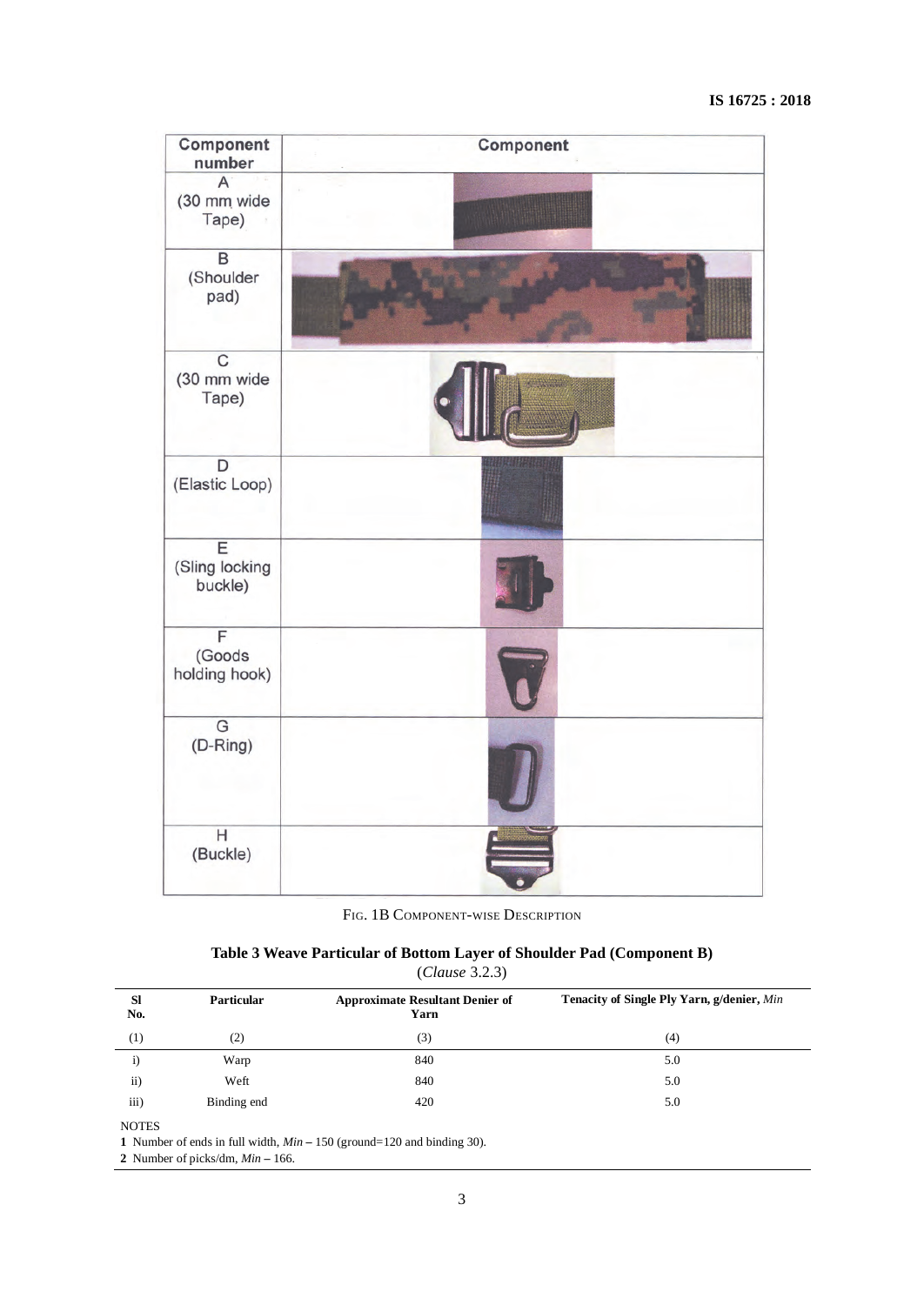| Component number | Component |
|---|---|
| A (30 mm wide Tape) | |
| B (Shoulder pad) | |
| C (30 mm wide Tape) | |
| D (Elastic Loop) | |
| E (Sling locking buckle) | |
| F (Goods holding hook) | |
| G (D-Ring) | |
| H (Buckle) | |

FIG. 1B COMPONENT-WISE DESCRIPTION

**Table 3 Weave Particular of Bottom Layer of Shoulder Pad (Component B)**

(*Clause* 3.2.3)

| Sl No. | Particular | Approximate Resultant Denier of Yarn | Tenacity of Single Ply Yarn, g/denier, *Min* |
|---|---|---|---|
| (1) | (2) | (3) | (4) |
| i) | Warp | 840 | 5.0 |
| ii) | Weft | 840 | 5.0 |
| iii) | Binding end | 420 | 5.0 |

NOTES

**1** Number of ends in full width, *Min* – 150 (ground=120 and binding 30).

**2** Number of picks/dm, *Min* – 166.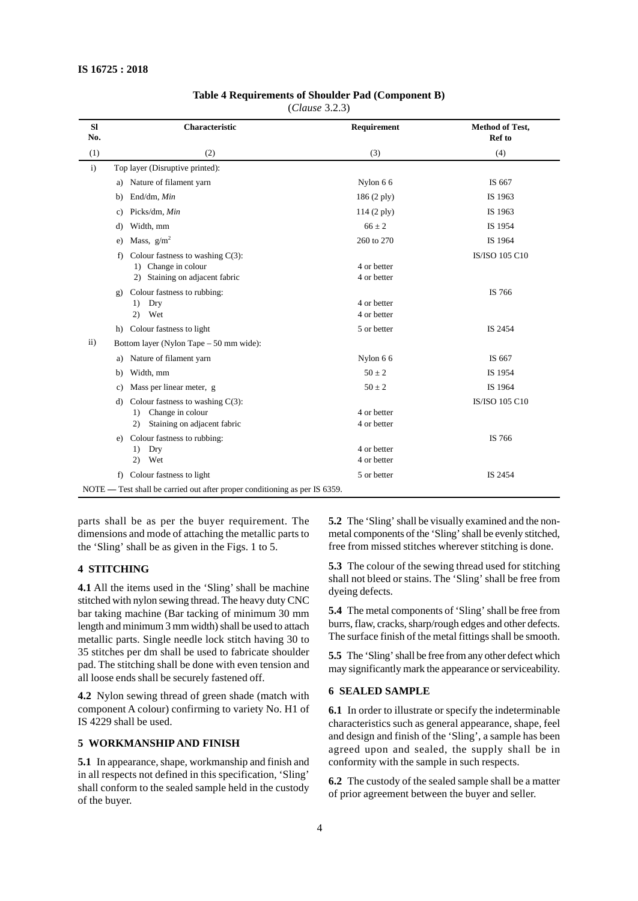**Table 4 Requirements of Shoulder Pad (Component B)**
(*Clause* 3.2.3)

| Sl No. | Characteristic | Requirement | Method of Test, Ref to |
|---|---|---|---|
| (1) | (2) | (3) | (4) |
| i) | Top layer (Disruptive printed): | | |
| | a) Nature of filament yarn | Nylon 6 6 | IS 667 |
| | b) End/dm, *Min* | 186 (2 ply) | IS 1963 |
| | c) Picks/dm, *Min* | 114 (2 ply) | IS 1963 |
| | d) Width, mm | $66 \pm 2$ | IS 1954 |
| | e) Mass, g/m$^2$ | 260 to 270 | IS 1964 |
| | f) Colour fastness to washing C(3): | | IS/ISO 105 C10 |
| | 1) Change in colour | 4 or better | |
| | 2) Staining on adjacent fabric | 4 or better | |
| | g) Colour fastness to rubbing: | | IS 766 |
| | 1) Dry | 4 or better | |
| | 2) Wet | 4 or better | |
| | h) Colour fastness to light | 5 or better | IS 2454 |
| ii) | Bottom layer (Nylon Tape – 50 mm wide): | | |
| | a) Nature of filament yarn | Nylon 6 6 | IS 667 |
| | b) Width, mm | $50 \pm 2$ | IS 1954 |
| | c) Mass per linear meter, g | $50 \pm 2$ | IS 1964 |
| | d) Colour fastness to washing C(3): | | IS/ISO 105 C10 |
| | 1) Change in colour | 4 or better | |
| | 2) Staining on adjacent fabric | 4 or better | |
| | e) Colour fastness to rubbing: | | IS 766 |
| | 1) Dry | 4 or better | |
| | 2) Wet | 4 or better | |
| | f) Colour fastness to light | 5 or better | IS 2454 |

NOTE — Test shall be carried out after proper conditioning as per IS 6359.

parts shall be as per the buyer requirement. The dimensions and mode of attaching the metallic parts to the 'Sling' shall be as given in the Figs. 1 to 5.

## 4 STITCHING

**4.1** All the items used in the 'Sling' shall be machine stitched with nylon sewing thread. The heavy duty CNC bar taking machine (Bar tacking of minimum 30 mm length and minimum 3 mm width) shall be used to attach metallic parts. Single needle lock stitch having 30 to 35 stitches per dm shall be used to fabricate shoulder pad. The stitching shall be done with even tension and all loose ends shall be securely fastened off.

**4.2** Nylon sewing thread of green shade (match with component A colour) confirming to variety No. H1 of IS 4229 shall be used.

## 5 WORKMANSHIP AND FINISH

**5.1** In appearance, shape, workmanship and finish and in all respects not defined in this specification, 'Sling' shall conform to the sealed sample held in the custody of the buyer.

**5.2** The 'Sling' shall be visually examined and the non-metal components of the 'Sling' shall be evenly stitched, free from missed stitches wherever stitching is done.

**5.3** The colour of the sewing thread used for stitching shall not bleed or stains. The 'Sling' shall be free from dyeing defects.

**5.4** The metal components of 'Sling' shall be free from burrs, flaw, cracks, sharp/rough edges and other defects. The surface finish of the metal fittings shall be smooth.

**5.5** The 'Sling' shall be free from any other defect which may significantly mark the appearance or serviceability.

## 6 SEALED SAMPLE

**6.1** In order to illustrate or specify the indeterminable characteristics such as general appearance, shape, feel and design and finish of the 'Sling', a sample has been agreed upon and sealed, the supply shall be in conformity with the sample in such respects.

**6.2** The custody of the sealed sample shall be a matter of prior agreement between the buyer and seller.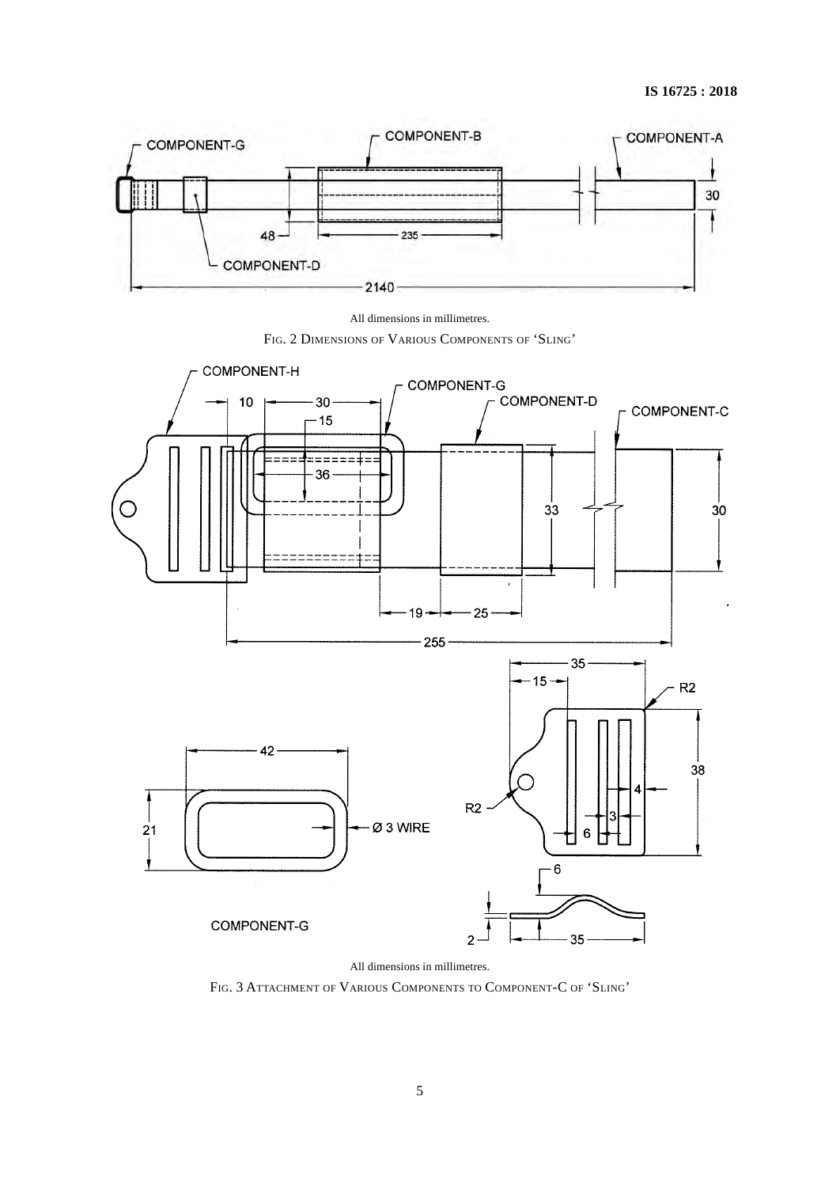All dimensions in millimetres.

FIG. 2 DIMENSIONS OF VARIOUS COMPONENTS OF 'SLING'

All dimensions in millimetres.

FIG. 3 ATTACHMENT OF VARIOUS COMPONENTS TO COMPONENT-C OF 'SLING'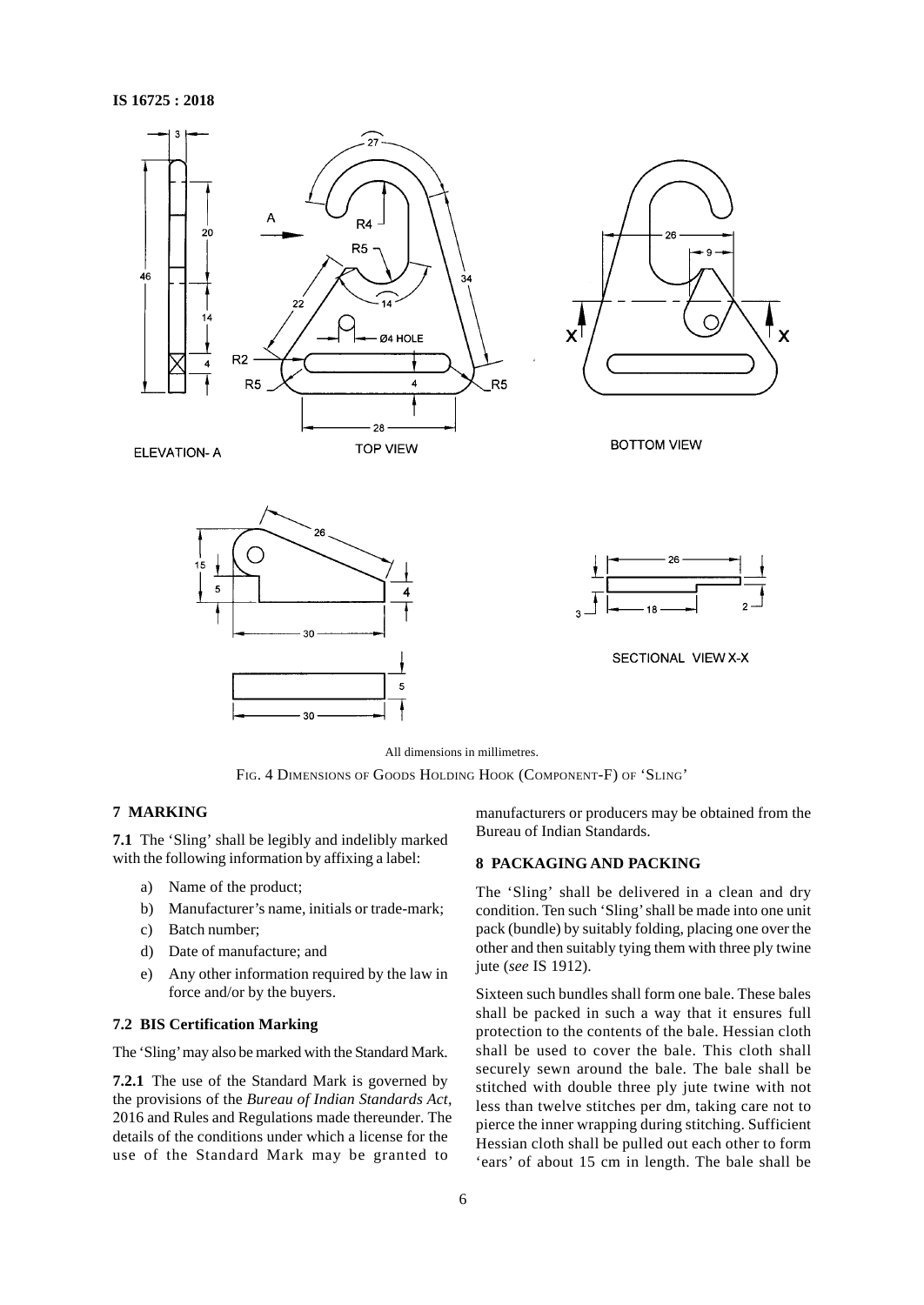All dimensions in millimetres.

FIG. 4 DIMENSIONS OF GOODS HOLDING HOOK (COMPONENT-F) OF 'SLING'

## 7 MARKING

**7.1** The 'Sling' shall be legibly and indelibly marked with the following information by affixing a label:

a) Name of the product;
b) Manufacturer's name, initials or trade-mark;
c) Batch number;
d) Date of manufacture; and
e) Any other information required by the law in force and/or by the buyers.

### 7.2 BIS Certification Marking

The 'Sling' may also be marked with the Standard Mark.

**7.2.1** The use of the Standard Mark is governed by the provisions of the *Bureau of Indian Standards Act*, 2016 and Rules and Regulations made thereunder. The details of the conditions under which a license for the use of the Standard Mark may be granted to manufacturers or producers may be obtained from the Bureau of Indian Standards.

## 8 PACKAGING AND PACKING

The 'Sling' shall be delivered in a clean and dry condition. Ten such 'Sling' shall be made into one unit pack (bundle) by suitably folding, placing one over the other and then suitably tying them with three ply twine jute (*see* IS 1912).

Sixteen such bundles shall form one bale. These bales shall be packed in such a way that it ensures full protection to the contents of the bale. Hessian cloth shall be used to cover the bale. This cloth shall securely sewn around the bale. The bale shall be stitched with double three ply jute twine with not less than twelve stitches per dm, taking care not to pierce the inner wrapping during stitching. Sufficient Hessian cloth shall be pulled out each other to form 'ears' of about 15 cm in length. The bale shall be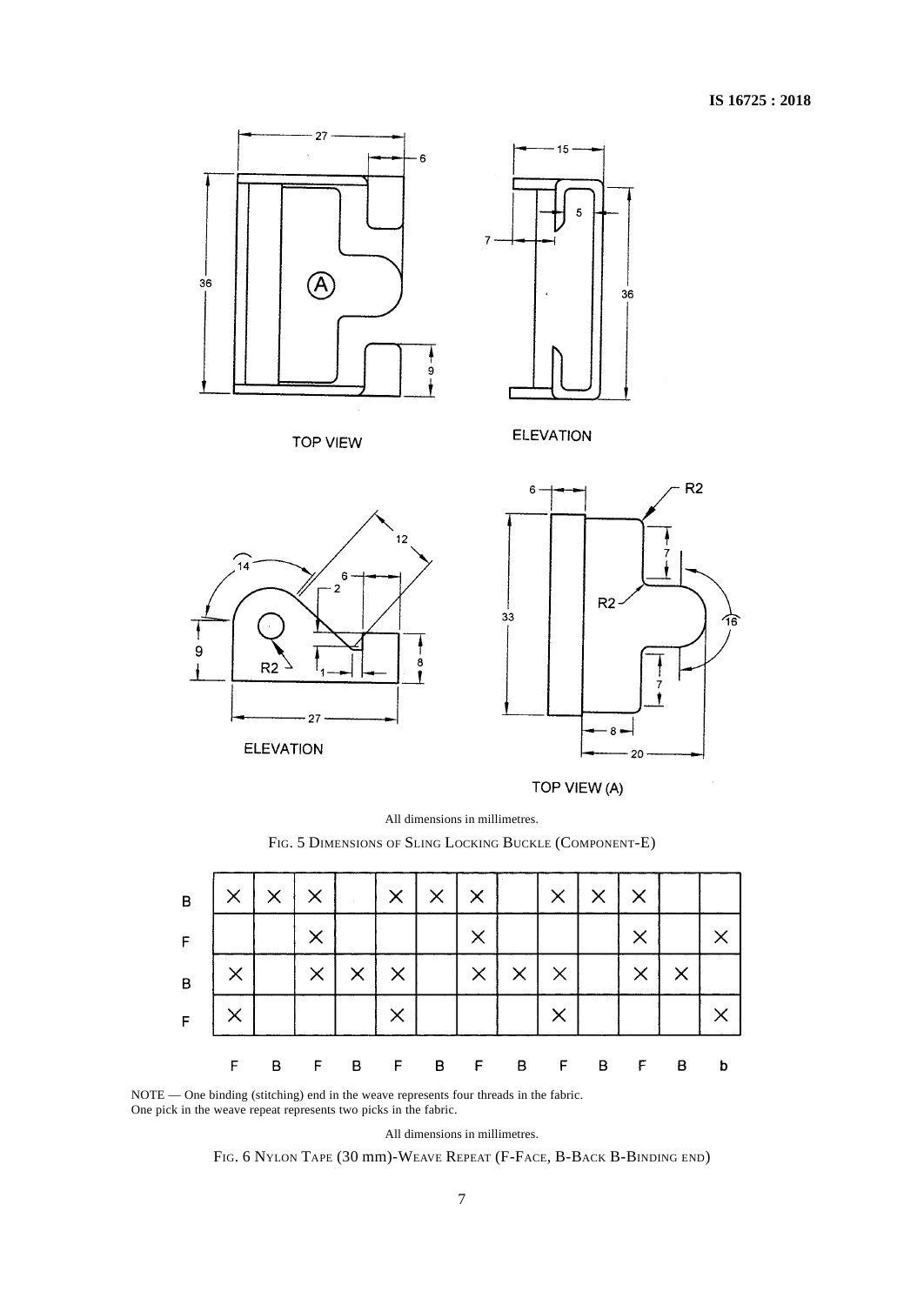All dimensions in millimetres.

FIG. 5 DIMENSIONS OF SLING LOCKING BUCKLE (COMPONENT-E)

| | F | B | F | B | F | B | F | B | F | B | F | B | b |
|---|---|---|---|---|---|---|---|---|---|---|---|---|---|
| B | × | × | × | | × | × | × | | × | × | × | | |
| F | | | × | | | | × | | | | × | | × |
| B | × | | × | × | × | | × | × | × | | × | × | |
| F | × | | | | × | | | | × | | | | × |

NOTE — One binding (stitching) end in the weave represents four threads in the fabric. One pick in the weave repeat represents two picks in the fabric.

All dimensions in millimetres.

FIG. 6 NYLON TAPE (30 mm)-WEAVE REPEAT (F-FACE, B-BACK B-BINDING END)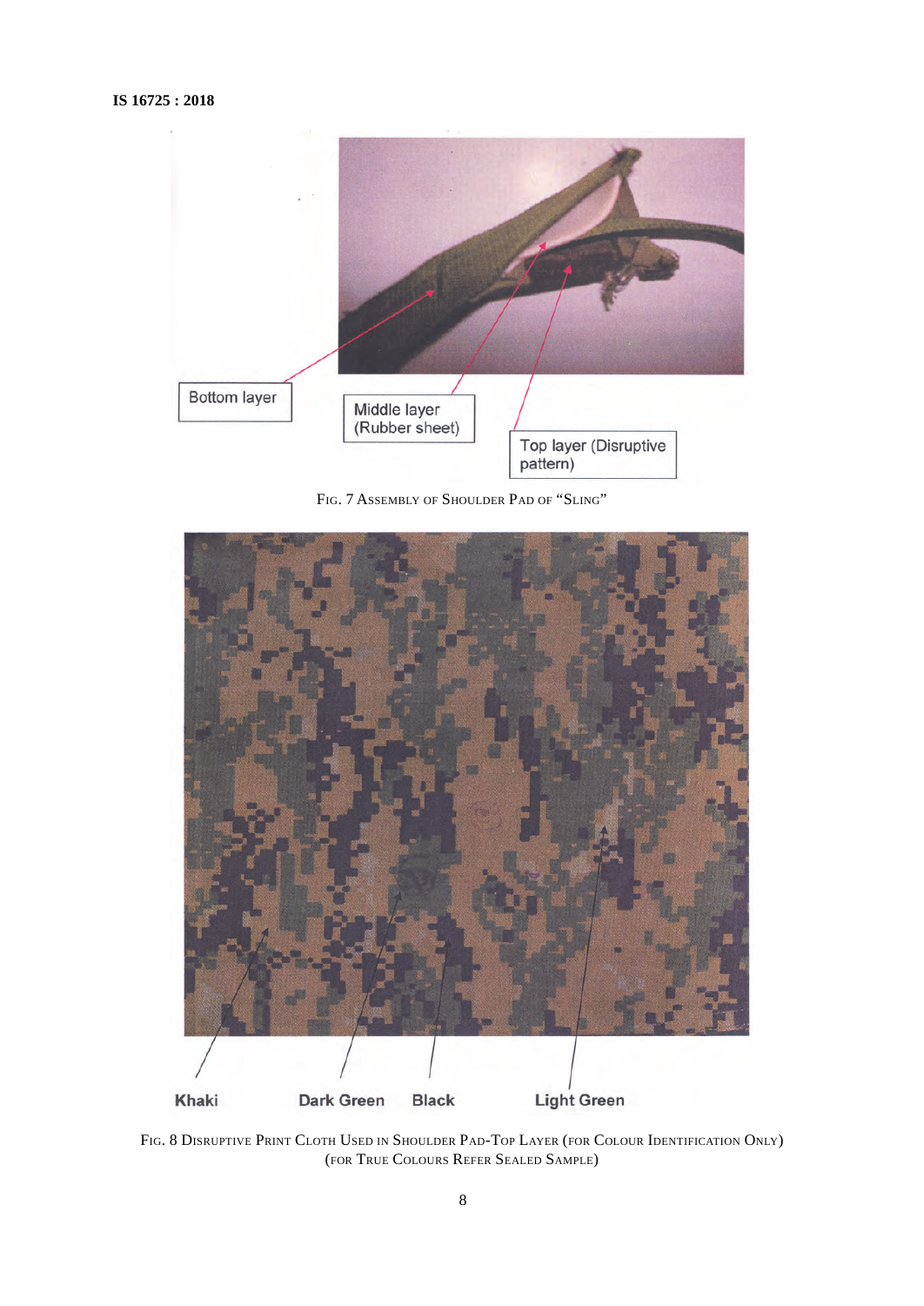Bottom layer

Middle layer (Rubber sheet)

Top layer (Disruptive pattern)

FIG. 7 ASSEMBLY OF SHOULDER PAD OF "SLING"

Khaki Dark Green Black Light Green

FIG. 8 DISRUPTIVE PRINT CLOTH USED IN SHOULDER PAD-TOP LAYER (FOR COLOUR IDENTIFICATION ONLY)
(FOR TRUE COLOURS REFER SEALED SAMPLE)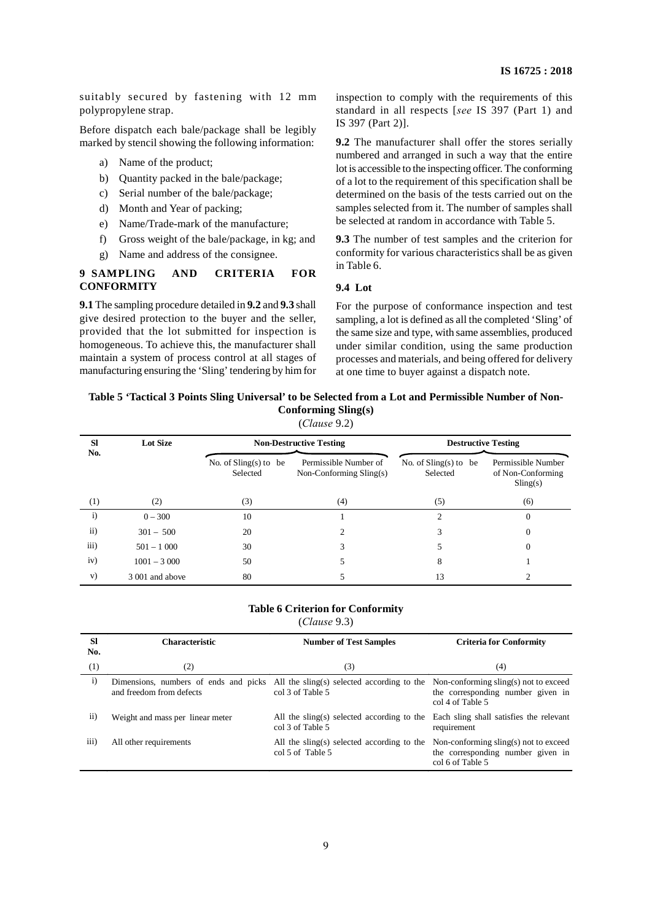suitably secured by fastening with 12 mm polypropylene strap.

Before dispatch each bale/package shall be legibly marked by stencil showing the following information:

a) Name of the product;
b) Quantity packed in the bale/package;
c) Serial number of the bale/package;
d) Month and Year of packing;
e) Name/Trade-mark of the manufacture;
f) Gross weight of the bale/package, in kg; and
g) Name and address of the consignee.

## 9 SAMPLING AND CRITERIA FOR CONFORMITY

**9.1** The sampling procedure detailed in **9.2** and **9.3** shall give desired protection to the buyer and the seller, provided that the lot submitted for inspection is homogeneous. To achieve this, the manufacturer shall maintain a system of process control at all stages of manufacturing ensuring the 'Sling' tendering by him for inspection to comply with the requirements of this standard in all respects [*see* IS 397 (Part 1) and IS 397 (Part 2)].

**9.2** The manufacturer shall offer the stores serially numbered and arranged in such a way that the entire lot is accessible to the inspecting officer. The conforming of a lot to the requirement of this specification shall be determined on the basis of the tests carried out on the samples selected from it. The number of samples shall be selected at random in accordance with Table 5.

**9.3** The number of test samples and the criterion for conformity for various characteristics shall be as given in Table 6.

### 9.4 Lot

For the purpose of conformance inspection and test sampling, a lot is defined as all the completed 'Sling' of the same size and type, with same assemblies, produced under similar condition, using the same production processes and materials, and being offered for delivery at one time to buyer against a dispatch note.

**Table 5 'Tactical 3 Points Sling Universal' to be Selected from a Lot and Permissible Number of Non-Conforming Sling(s)**

(*Clause* 9.2)

| Sl No. | Lot Size | Non-Destructive Testing | | Destructive Testing | |
|---|---|---|---|---|---|
| | | No. of Sling(s) to be Selected | Permissible Number of Non-Conforming Sling(s) | No. of Sling(s) to be Selected | Permissible Number of Non-Conforming Sling(s) |
| (1) | (2) | (3) | (4) | (5) | (6) |
| i) | 0 – 300 | 10 | 1 | 2 | 0 |
| ii) | 301 – 500 | 20 | 2 | 3 | 0 |
| iii) | 501 – 1 000 | 30 | 3 | 5 | 0 |
| iv) | 1001 – 3 000 | 50 | 5 | 8 | 1 |
| v) | 3 001 and above | 80 | 5 | 13 | 2 |

**Table 6 Criterion for Conformity**

(*Clause* 9.3)

| Sl No. | Characteristic | Number of Test Samples | Criteria for Conformity |
|---|---|---|---|
| (1) | (2) | (3) | (4) |
| i) | Dimensions, numbers of ends and picks and freedom from defects | All the sling(s) selected according to the col 3 of Table 5 | Non-conforming sling(s) not to exceed the corresponding number given in col 4 of Table 5 |
| ii) | Weight and mass per linear meter | All the sling(s) selected according to the col 3 of Table 5 | Each sling shall satisfies the relevant requirement |
| iii) | All other requirements | All the sling(s) selected according to the col 5 of Table 5 | Non-conforming sling(s) not to exceed the corresponding number given in col 6 of Table 5 |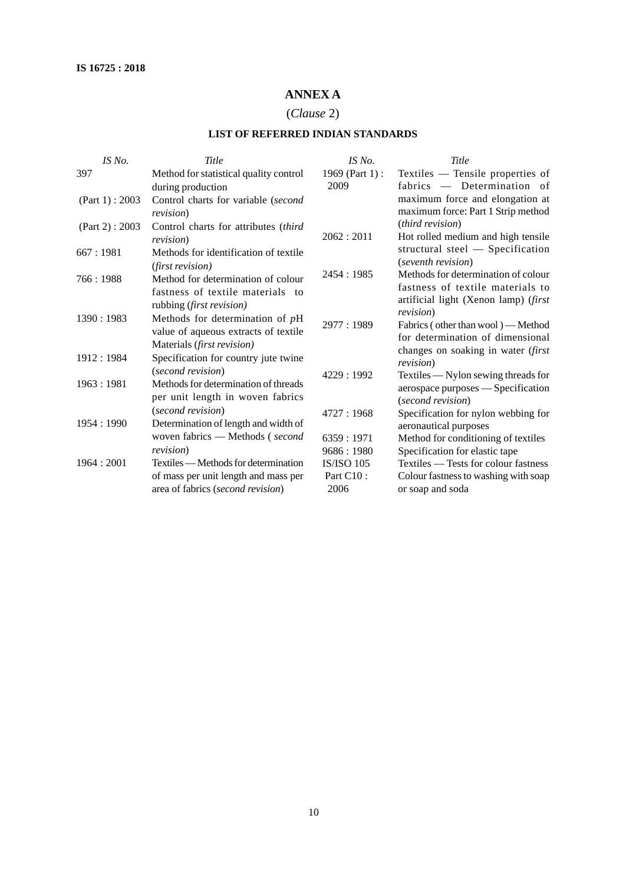## ANNEX A

(*Clause* 2)

### LIST OF REFERRED INDIAN STANDARDS

| *IS No.* | *Title* |
|---|---|
| 397 | Method for statistical quality control during production |
| (Part 1) : 2003 | Control charts for variable (*second revision*) |
| (Part 2) : 2003 | Control charts for attributes (*third revision*) |
| 667 : 1981 | Methods for identification of textile (*first revision)* |
| 766 : 1988 | Method for determination of colour fastness of textile materials to rubbing (*first revision)* |
| 1390 : 1983 | Methods for determination of *p*H value of aqueous extracts of textile Materials (*first revision)* |
| 1912 : 1984 | Specification for country jute twine (*second revision*) |
| 1963 : 1981 | Methods for determination of threads per unit length in woven fabrics (*second revision*) |
| 1954 : 1990 | Determination of length and width of woven fabrics — Methods ( *second revision*) |
| 1964 : 2001 | Textiles — Methods for determination of mass per unit length and mass per area of fabrics (*second revision*) |
| 1969 (Part 1) : 2009 | Textiles — Tensile properties of fabrics — Determination of maximum force and elongation at maximum force: Part 1 Strip method (*third revision*) |
| 2062 : 2011 | Hot rolled medium and high tensile structural steel — Specification (*seventh revision*) |
| 2454 : 1985 | Methods for determination of colour fastness of textile materials to artificial light (Xenon lamp) (*first revision*) |
| 2977 : 1989 | Fabrics ( other than wool ) — Method for determination of dimensional changes on soaking in water (*first revision*) |
| 4229 : 1992 | Textiles — Nylon sewing threads for aerospace purposes — Specification (*second revision*) |
| 4727 : 1968 | Specification for nylon webbing for aeronautical purposes |
| 6359 : 1971 | Method for conditioning of textiles |
| 9686 : 1980 | Specification for elastic tape |
| IS/ISO 105 Part C10 : 2006 | Textiles — Tests for colour fastness Colour fastness to washing with soap or soap and soda |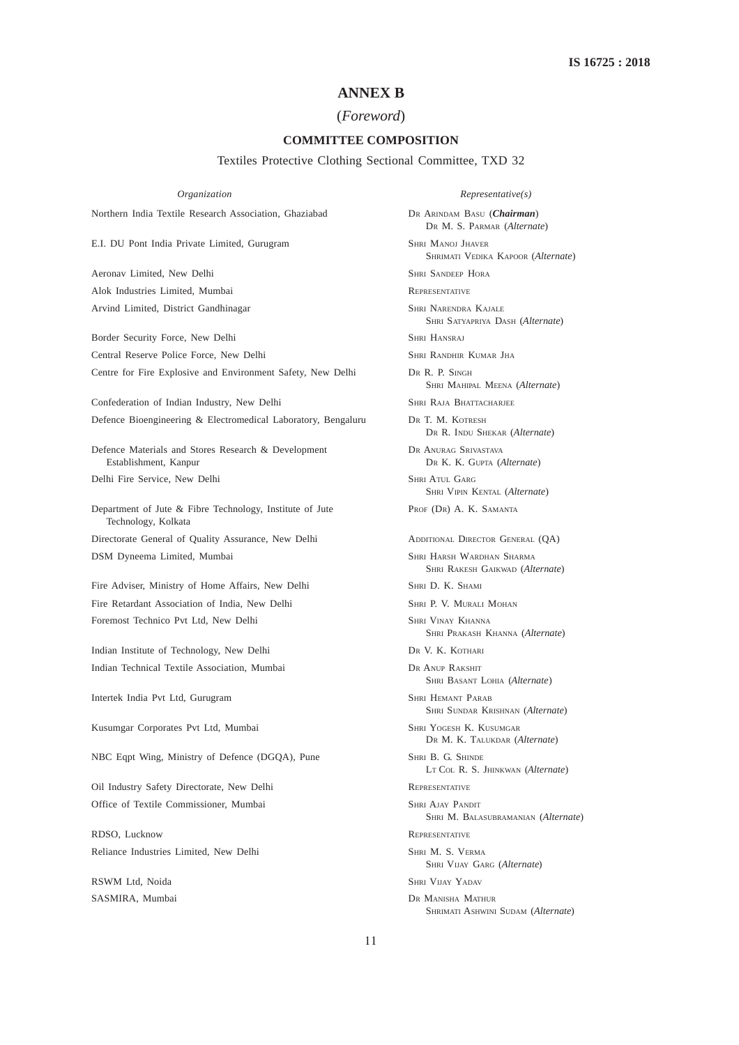## ANNEX B

(*Foreword*)

### COMMITTEE COMPOSITION

Textiles Protective Clothing Sectional Committee, TXD 32

| *Organization* | *Representative(s)* |
|---|---|
| Northern India Textile Research Association, Ghaziabad | Dr Arindam Basu (***Chairman***)<br>Dr M. S. Parmar (*Alternate*) |
| E.I. DU Pont India Private Limited, Gurugram | Shri Manoj Jhaver<br>Shrimati Vedika Kapoor (*Alternate*) |
| Aeronav Limited, New Delhi | Shri Sandeep Hora |
| Alok Industries Limited, Mumbai | Representative |
| Arvind Limited, District Gandhinagar | Shri Narendra Kajale<br>Shri Satyapriya Dash (*Alternate*) |
| Border Security Force, New Delhi | Shri Hansraj |
| Central Reserve Police Force, New Delhi | Shri Randhir Kumar Jha |
| Centre for Fire Explosive and Environment Safety, New Delhi | Dr R. P. Singh<br>Shri Mahipal Meena (*Alternate*) |
| Confederation of Indian Industry, New Delhi | Shri Raja Bhattacharjee |
| Defence Bioengineering & Electromedical Laboratory, Bengaluru | Dr T. M. Kotresh<br>Dr R. Indu Shekar (*Alternate*) |
| Defence Materials and Stores Research & Development Establishment, Kanpur | Dr Anurag Srivastava<br>Dr K. K. Gupta (*Alternate*) |
| Delhi Fire Service, New Delhi | Shri Atul Garg<br>Shri Vipin Kental (*Alternate*) |
| Department of Jute & Fibre Technology, Institute of Jute Technology, Kolkata | Prof (Dr) A. K. Samanta |
| Directorate General of Quality Assurance, New Delhi | Additional Director General (QA) |
| DSM Dyneema Limited, Mumbai | Shri Harsh Wardhan Sharma<br>Shri Rakesh Gaikwad (*Alternate*) |
| Fire Adviser, Ministry of Home Affairs, New Delhi | Shri D. K. Shami |
| Fire Retardant Association of India, New Delhi | Shri P. V. Murali Mohan |
| Foremost Technico Pvt Ltd, New Delhi | Shri Vinay Khanna<br>Shri Prakash Khanna (*Alternate*) |
| Indian Institute of Technology, New Delhi | Dr V. K. Kothari |
| Indian Technical Textile Association, Mumbai | Dr Anup Rakshit<br>Shri Basant Lohia (*Alternate*) |
| Intertek India Pvt Ltd, Gurugram | Shri Hemant Parab<br>Shri Sundar Krishnan (*Alternate*) |
| Kusumgar Corporates Pvt Ltd, Mumbai | Shri Yogesh K. Kusumgar<br>Dr M. K. Talukdar (*Alternate*) |
| NBC Eqpt Wing, Ministry of Defence (DGQA), Pune | Shri B. G. Shinde<br>Lt Col R. S. Jhinkwan (*Alternate*) |
| Oil Industry Safety Directorate, New Delhi | Representative |
| Office of Textile Commissioner, Mumbai | Shri Ajay Pandit<br>Shri M. Balasubramanian (*Alternate*) |
| RDSO, Lucknow | Representative |
| Reliance Industries Limited, New Delhi | Shri M. S. Verma<br>Shri Vijay Garg (*Alternate*) |
| RSWM Ltd, Noida | Shri Vijay Yadav |
| SASMIRA, Mumbai | Dr Manisha Mathur<br>Shrimati Ashwini Sudam (*Alternate*) |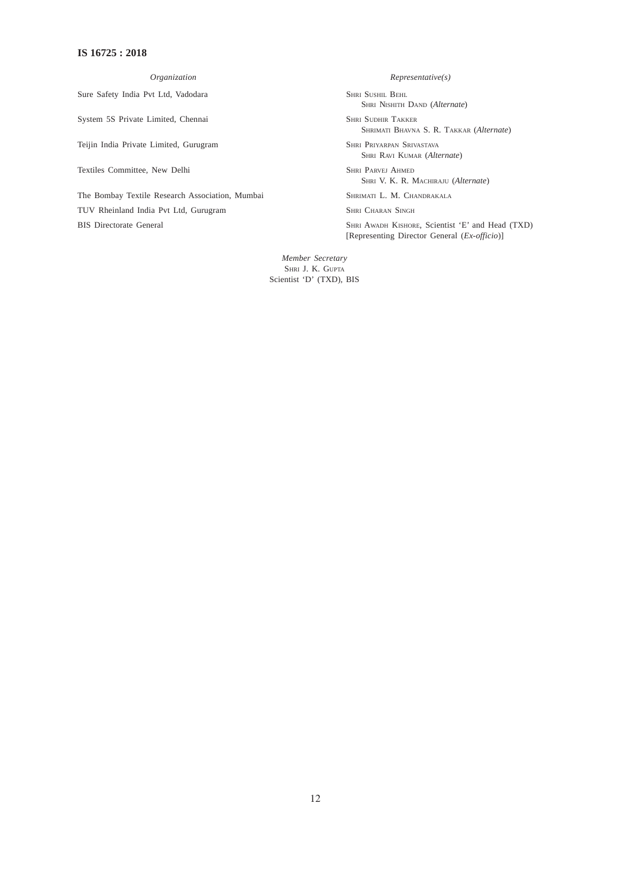| *Organization* | *Representative(s)* |
|---|---|
| Sure Safety India Pvt Ltd, Vadodara | Shri Sushil Behl<br>Shri Nishith Dand (*Alternate*) |
| System 5S Private Limited, Chennai | Shri Sudhir Takker<br>Shrimati Bhavna S. R. Takkar (*Alternate*) |
| Teijin India Private Limited, Gurugram | Shri Priyarpan Srivastava<br>Shri Ravi Kumar (*Alternate*) |
| Textiles Committee, New Delhi | Shri Parvej Ahmed<br>Shri V. K. R. Machiraju (*Alternate*) |
| The Bombay Textile Research Association, Mumbai | Shrimati L. M. Chandrakala |
| TUV Rheinland India Pvt Ltd, Gurugram | Shri Charan Singh |
| BIS Directorate General | Shri Awadh Kishore, Scientist 'E' and Head (TXD) [Representing Director General (*Ex-officio*)] |

*Member Secretary*
Shri J. K. Gupta
Scientist 'D' (TXD), BIS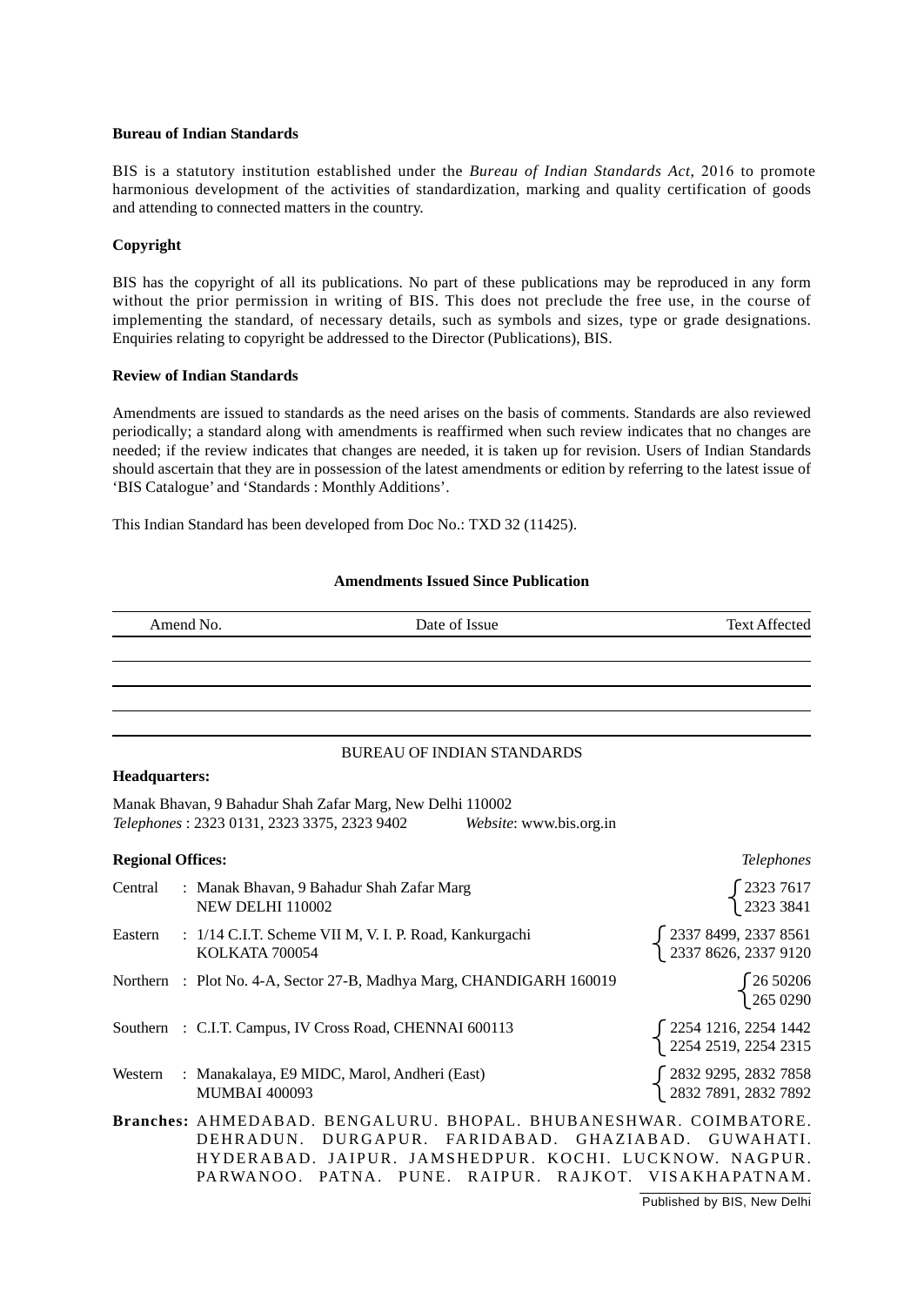**Bureau of Indian Standards**

BIS is a statutory institution established under the *Bureau of Indian Standards Act*, 2016 to promote harmonious development of the activities of standardization, marking and quality certification of goods and attending to connected matters in the country.

**Copyright**

BIS has the copyright of all its publications. No part of these publications may be reproduced in any form without the prior permission in writing of BIS. This does not preclude the free use, in the course of implementing the standard, of necessary details, such as symbols and sizes, type or grade designations. Enquiries relating to copyright be addressed to the Director (Publications), BIS.

**Review of Indian Standards**

Amendments are issued to standards as the need arises on the basis of comments. Standards are also reviewed periodically; a standard along with amendments is reaffirmed when such review indicates that no changes are needed; if the review indicates that changes are needed, it is taken up for revision. Users of Indian Standards should ascertain that they are in possession of the latest amendments or edition by referring to the latest issue of 'BIS Catalogue' and 'Standards : Monthly Additions'.

This Indian Standard has been developed from Doc No.: TXD 32 (11425).

**Amendments Issued Since Publication**

| Amend No. | Date of Issue | Text Affected |
|---|---|---|
| | | |
| | | |
| | | |
| | | |

BUREAU OF INDIAN STANDARDS

**Headquarters:**

Manak Bhavan, 9 Bahadur Shah Zafar Marg, New Delhi 110002
*Telephones* : 2323 0131, 2323 3375, 2323 9402 *Website*: www.bis.org.in

| **Regional Offices:** | | *Telephones* |
|---|---|---|
| Central | : Manak Bhavan, 9 Bahadur Shah Zafar Marg NEW DELHI 110002 | 2323 7617, 2323 3841 |
| Eastern | : 1/14 C.I.T. Scheme VII M, V. I. P. Road, Kankurgachi KOLKATA 700054 | 2337 8499, 2337 8561, 2337 8626, 2337 9120 |
| Northern | : Plot No. 4-A, Sector 27-B, Madhya Marg, CHANDIGARH 160019 | 26 50206, 265 0290 |
| Southern | : C.I.T. Campus, IV Cross Road, CHENNAI 600113 | 2254 1216, 2254 1442, 2254 2519, 2254 2315 |
| Western | : Manakalaya, E9 MIDC, Marol, Andheri (East) MUMBAI 400093 | 2832 9295, 2832 7858, 2832 7891, 2832 7892 |

**Branches:** AHMEDABAD. BENGALURU. BHOPAL. BHUBANESHWAR. COIMBATORE. DEHRADUN. DURGAPUR. FARIDABAD. GHAZIABAD. GUWAHATI. HYDERABAD. JAIPUR. JAMSHEDPUR. KOCHI. LUCKNOW. NAGPUR. PARWANOO. PATNA. PUNE. RAIPUR. RAJKOT. VISAKHAPATNAM.

Published by BIS, New Delhi